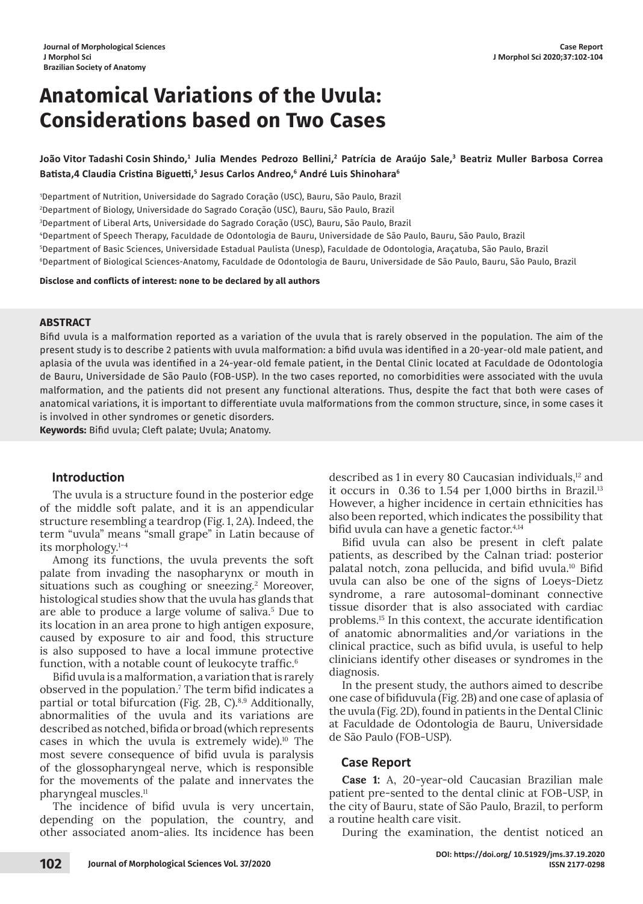# Anatomical Variations of the Uvula: Considerations based on Two Cases

**João Vitor Tadashi Cosin Shindo,[1] Julia Mendes Pedrozo Bellini,[2] Patrícia de Araújo Sale,[3] Beatriz Muller Barbosa Correa Batista,4 Claudia Cristina Biguetti,[5] Jesus Carlos Andreo,[6] André Luis Shinohara[6]**

[1]Department of Nutrition, Universidade do Sagrado Coração (USC), Bauru, São Paulo, Brazil

[2]Department of Biology, Universidade do Sagrado Coração (USC), Bauru, São Paulo, Brazil

[3]Department of Liberal Arts, Universidade do Sagrado Coração (USC), Bauru, São Paulo, Brazil

[4]Department of Speech Therapy, Faculdade de Odontologia de Bauru, Universidade de São Paulo, Bauru, São Paulo, Brazil

[5]Department of Basic Sciences, Universidade Estadual Paulista (Unesp), Faculdade de Odontologia, Araçatuba, São Paulo, Brazil

[6]Department of Biological Sciences-Anatomy, Faculdade de Odontologia de Bauru, Universidade de São Paulo, Bauru, São Paulo, Brazil

**Disclose and conflicts of interest: none to be declared by all authors**

## ABSTRACT

Bifid uvula is a malformation reported as a variation of the uvula that is rarely observed in the population. The aim of the present study is to describe 2 patients with uvula malformation: a bifid uvula was identified in a 20-year-old male patient, and aplasia of the uvula was identified in a 24-year-old female patient, in the Dental Clinic located at Faculdade de Odontologia de Bauru, Universidade de São Paulo (FOB-USP). In the two cases reported, no comorbidities were associated with the uvula malformation, and the patients did not present any functional alterations. Thus, despite the fact that both were cases of anatomical variations, it is important to differentiate uvula malformations from the common structure, since, in some cases it is involved in other syndromes or genetic disorders.

**Keywords:** Bifid uvula; Cleft palate; Uvula; Anatomy.

## Introduction

The uvula is a structure found in the posterior edge of the middle soft palate, and it is an appendicular structure resembling a teardrop (Fig. 1, 2A). Indeed, the term "uvula" means "small grape" in Latin because of its morphology.[1–4]

Among its functions, the uvula prevents the soft palate from invading the nasopharynx or mouth in situations such as coughing or sneezing.[2] Moreover, histological studies show that the uvula has glands that are able to produce a large volume of saliva.[5] Due to its location in an area prone to high antigen exposure, caused by exposure to air and food, this structure is also supposed to have a local immune protective function, with a notable count of leukocyte traffic.[6]

Bifid uvula is a malformation, a variation that is rarely observed in the population.[7] The term bifid indicates a partial or total bifurcation (Fig. 2B, C).[8,9] Additionally, abnormalities of the uvula and its variations are described as notched, bifida or broad (which represents cases in which the uvula is extremely wide).[10] The most severe consequence of bifid uvula is paralysis of the glossopharyngeal nerve, which is responsible for the movements of the palate and innervates the pharyngeal muscles.[11]

The incidence of bifid uvula is very uncertain, depending on the population, the country, and other associated anom-alies. Its incidence has been described as 1 in every 80 Caucasian individuals,[12] and it occurs in 0.36 to 1.54 per 1,000 births in Brazil.[13] However, a higher incidence in certain ethnicities has also been reported, which indicates the possibility that bifid uvula can have a genetic factor.[4,14]

Bifid uvula can also be present in cleft palate patients, as described by the Calnan triad: posterior palatal notch, zona pellucida, and bifid uvula.[10] Bifid uvula can also be one of the signs of Loeys-Dietz syndrome, a rare autosomal-dominant connective tissue disorder that is also associated with cardiac problems.[15] In this context, the accurate identification of anatomic abnormalities and/or variations in the clinical practice, such as bifid uvula, is useful to help clinicians identify other diseases or syndromes in the diagnosis.

In the present study, the authors aimed to describe one case of bifiduvula (Fig. 2B) and one case of aplasia of the uvula (Fig. 2D), found in patients in the Dental Clinic at Faculdade de Odontologia de Bauru, Universidade de São Paulo (FOB-USP).

## Case Report

**Case 1:** A, 20-year-old Caucasian Brazilian male patient pre-sented to the dental clinic at FOB-USP, in the city of Bauru, state of São Paulo, Brazil, to perform a routine health care visit.

During the examination, the dentist noticed an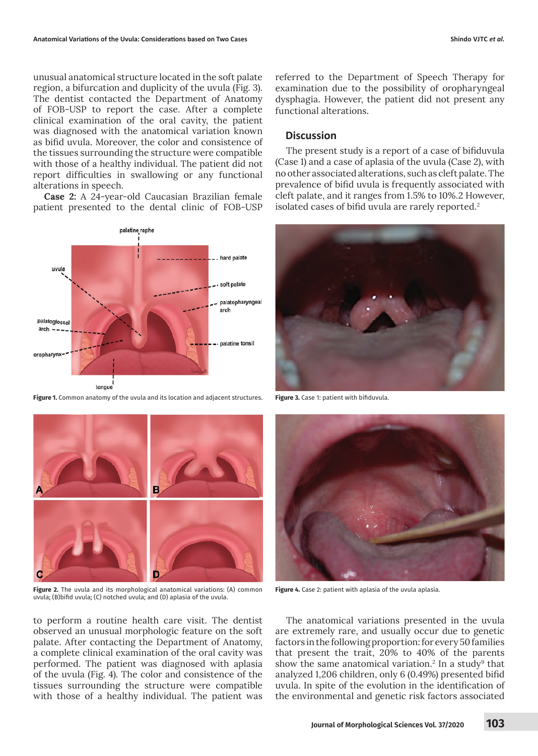unusual anatomical structure located in the soft palate region, a bifurcation and duplicity of the uvula (Fig. 3). The dentist contacted the Department of Anatomy of FOB-USP to report the case. After a complete clinical examination of the oral cavity, the patient was diagnosed with the anatomical variation known as bifid uvula. Moreover, the color and consistence of the tissues surrounding the structure were compatible with those of a healthy individual. The patient did not report difficulties in swallowing or any functional alterations in speech.

**Case 2:** A 24-year-old Caucasian Brazilian female patient presented to the dental clinic of FOB-USP to perform a routine health care visit. The dentist observed an unusual morphologic feature on the soft palate. After contacting the Department of Anatomy, a complete clinical examination of the oral cavity was performed. The patient was diagnosed with aplasia of the uvula (Fig. 4). The color and consistence of the tissues surrounding the structure were compatible with those of a healthy individual. The patient was referred to the Department of Speech Therapy for examination due to the possibility of oropharyngeal dysphagia. However, the patient did not present any functional alterations.

**Figure 1.** Common anatomy of the uvula and its location and adjacent structures.

**Figure 2.** The uvula and its morphological anatomical variations: (A) common uvula; (B)bifid uvula; (C) notched uvula; and (D) aplasia of the uvula.

**Figure 3.** Case 1: patient with bifiduvula.

**Figure 4.** Case 2: patient with aplasia of the uvula aplasia.

## Discussion

The present study is a report of a case of bifiduvula (Case 1) and a case of aplasia of the uvula (Case 2), with no other associated alterations, such as cleft palate. The prevalence of bifid uvula is frequently associated with cleft palate, and it ranges from 1.5% to 10%.2 However, isolated cases of bifid uvula are rarely reported.[2]

The anatomical variations presented in the uvula are extremely rare, and usually occur due to genetic factors in the following proportion: for every 50 families that present the trait, 20% to 40% of the parents show the same anatomical variation.[2] In a study[9] that analyzed 1,206 children, only 6 (0.49%) presented bifid uvula. In spite of the evolution in the identification of the environmental and genetic risk factors associated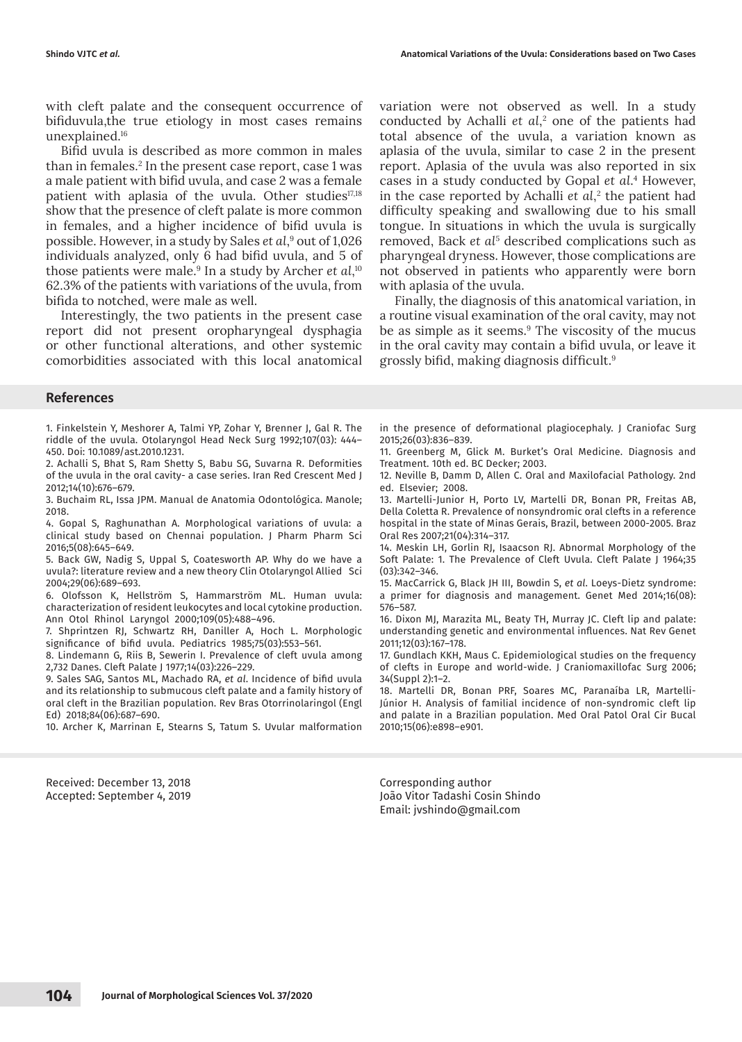with cleft palate and the consequent occurrence of bifiduvula,the true etiology in most cases remains unexplained.[16]

Bifid uvula is described as more common in males than in females.[2] In the present case report, case 1 was a male patient with bifid uvula, and case 2 was a female patient with aplasia of the uvula. Other studies[17,18] show that the presence of cleft palate is more common in females, and a higher incidence of bifid uvula is possible. However, in a study by Sales *et al*,[9] out of 1,026 individuals analyzed, only 6 had bifid uvula, and 5 of those patients were male.[9] In a study by Archer *et al*,[10] 62.3% of the patients with variations of the uvula, from bifida to notched, were male as well.

Interestingly, the two patients in the present case report did not present oropharyngeal dysphagia or other functional alterations, and other systemic comorbidities associated with this local anatomical variation were not observed as well. In a study conducted by Achalli *et al*,[2] one of the patients had total absence of the uvula, a variation known as aplasia of the uvula, similar to case 2 in the present report. Aplasia of the uvula was also reported in six cases in a study conducted by Gopal *et al*.[4] However, in the case reported by Achalli *et al*,[2] the patient had difficulty speaking and swallowing due to his small tongue. In situations in which the uvula is surgically removed, Back *et al*[5] described complications such as pharyngeal dryness. However, those complications are not observed in patients who apparently were born with aplasia of the uvula.

Finally, the diagnosis of this anatomical variation, in a routine visual examination of the oral cavity, may not be as simple as it seems.[9] The viscosity of the mucus in the oral cavity may contain a bifid uvula, or leave it grossly bifid, making diagnosis difficult.[9]

## References

1. Finkelstein Y, Meshorer A, Talmi YP, Zohar Y, Brenner J, Gal R. The riddle of the uvula. Otolaryngol Head Neck Surg 1992;107(03): 444–450. Doi: 10.1089/ast.2010.1231.
2. Achalli S, Bhat S, Ram Shetty S, Babu SG, Suvarna R. Deformities of the uvula in the oral cavity- a case series. Iran Red Crescent Med J 2012;14(10):676–679.
3. Buchaim RL, Issa JPM. Manual de Anatomia Odontológica. Manole; 2018.
4. Gopal S, Raghunathan A. Morphological variations of uvula: a clinical study based on Chennai population. J Pharm Pharm Sci 2016;5(08):645–649.
5. Back GW, Nadig S, Uppal S, Coatesworth AP. Why do we have a uvula?: literature review and a new theory Clin Otolaryngol Allied Sci 2004;29(06):689–693.
6. Olofsson K, Hellström S, Hammarström ML. Human uvula: characterization of resident leukocytes and local cytokine production. Ann Otol Rhinol Laryngol 2000;109(05):488–496.
7. Shprintzen RJ, Schwartz RH, Daniller A, Hoch L. Morphologic significance of bifid uvula. Pediatrics 1985;75(03):553–561.
8. Lindemann G, Riis B, Sewerin I. Prevalence of cleft uvula among 2,732 Danes. Cleft Palate J 1977;14(03):226–229.
9. Sales SAG, Santos ML, Machado RA, *et al*. Incidence of bifid uvula and its relationship to submucous cleft palate and a family history of oral cleft in the Brazilian population. Rev Bras Otorrinolaringol (Engl Ed) 2018;84(06):687–690.
10. Archer K, Marrinan E, Stearns S, Tatum S. Uvular malformation in the presence of deformational plagiocephaly. J Craniofac Surg 2015;26(03):836–839.
11. Greenberg M, Glick M. Burket's Oral Medicine. Diagnosis and Treatment. 10th ed. BC Decker; 2003.
12. Neville B, Damm D, Allen C. Oral and Maxilofacial Pathology. 2nd ed. Elsevier; 2008.
13. Martelli-Junior H, Porto LV, Martelli DR, Bonan PR, Freitas AB, Della Coletta R. Prevalence of nonsyndromic oral clefts in a reference hospital in the state of Minas Gerais, Brazil, between 2000-2005. Braz Oral Res 2007;21(04):314–317.
14. Meskin LH, Gorlin RJ, Isaacson RJ. Abnormal Morphology of the Soft Palate: 1. The Prevalence of Cleft Uvula. Cleft Palate J 1964;35 (03):342–346.
15. MacCarrick G, Black JH III, Bowdin S, *et al*. Loeys-Dietz syndrome: a primer for diagnosis and management. Genet Med 2014;16(08): 576–587.
16. Dixon MJ, Marazita ML, Beaty TH, Murray JC. Cleft lip and palate: understanding genetic and environmental influences. Nat Rev Genet 2011;12(03):167–178.
17. Gundlach KKH, Maus C. Epidemiological studies on the frequency of clefts in Europe and world-wide. J Craniomaxillofac Surg 2006; 34(Suppl 2):1–2.
18. Martelli DR, Bonan PRF, Soares MC, Paranaíba LR, Martelli-Júnior H. Analysis of familial incidence of non-syndromic cleft lip and palate in a Brazilian population. Med Oral Patol Oral Cir Bucal 2010;15(06):e898–e901.

Received: December 13, 2018
Accepted: September 4, 2019

Corresponding author
João Vitor Tadashi Cosin Shindo
Email: jvshindo@gmail.com